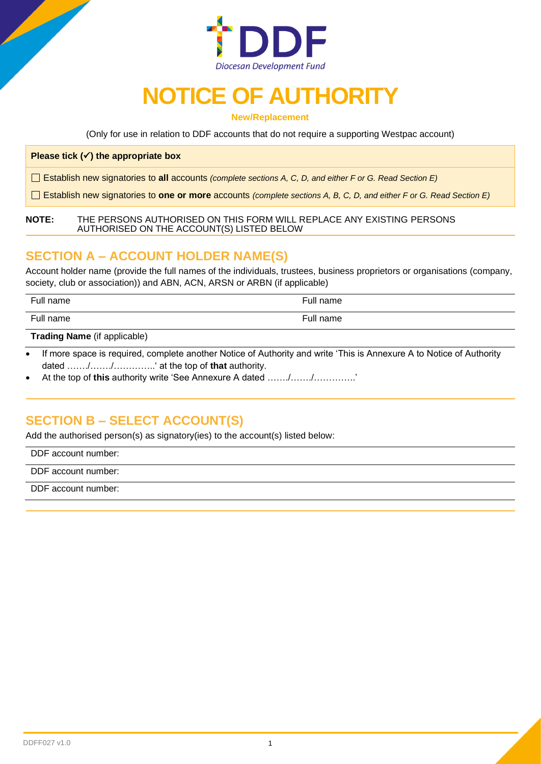DDF

Diocesan Development Fund

# NOTICE OF AUTHORITY

**New/Replacement**

(Only for use in relation to DDF accounts that do not require a supporting Westpac account)

**Please tick (✓) the appropriate box**

☐ Establish new signatories to **all** accounts *(complete sections A, C, D, and either F or G. Read Section E)*

☐ Establish new signatories to **one or more** accounts *(complete sections A, B, C, D, and either F or G. Read Section E)*

**NOTE:** THE PERSONS AUTHORISED ON THIS FORM WILL REPLACE ANY EXISTING PERSONS AUTHORISED ON THE ACCOUNT(S) LISTED BELOW

## SECTION A – ACCOUNT HOLDER NAME(S)

Account holder name (provide the full names of the individuals, trustees, business proprietors or organisations (company, society, club or association)) and ABN, ACN, ARSN or ARBN (if applicable)

| Full name | Full name |
|---|---|
| Full name | Full name |

**Trading Name** (if applicable)

- If more space is required, complete another Notice of Authority and write 'This is Annexure A to Notice of Authority dated ……./……./…………..' at the top of **that** authority.
- At the top of **this** authority write 'See Annexure A dated ……./……./…………..'

## SECTION B – SELECT ACCOUNT(S)

Add the authorised person(s) as signatory(ies) to the account(s) listed below:

DDF account number:

DDF account number:

DDF account number: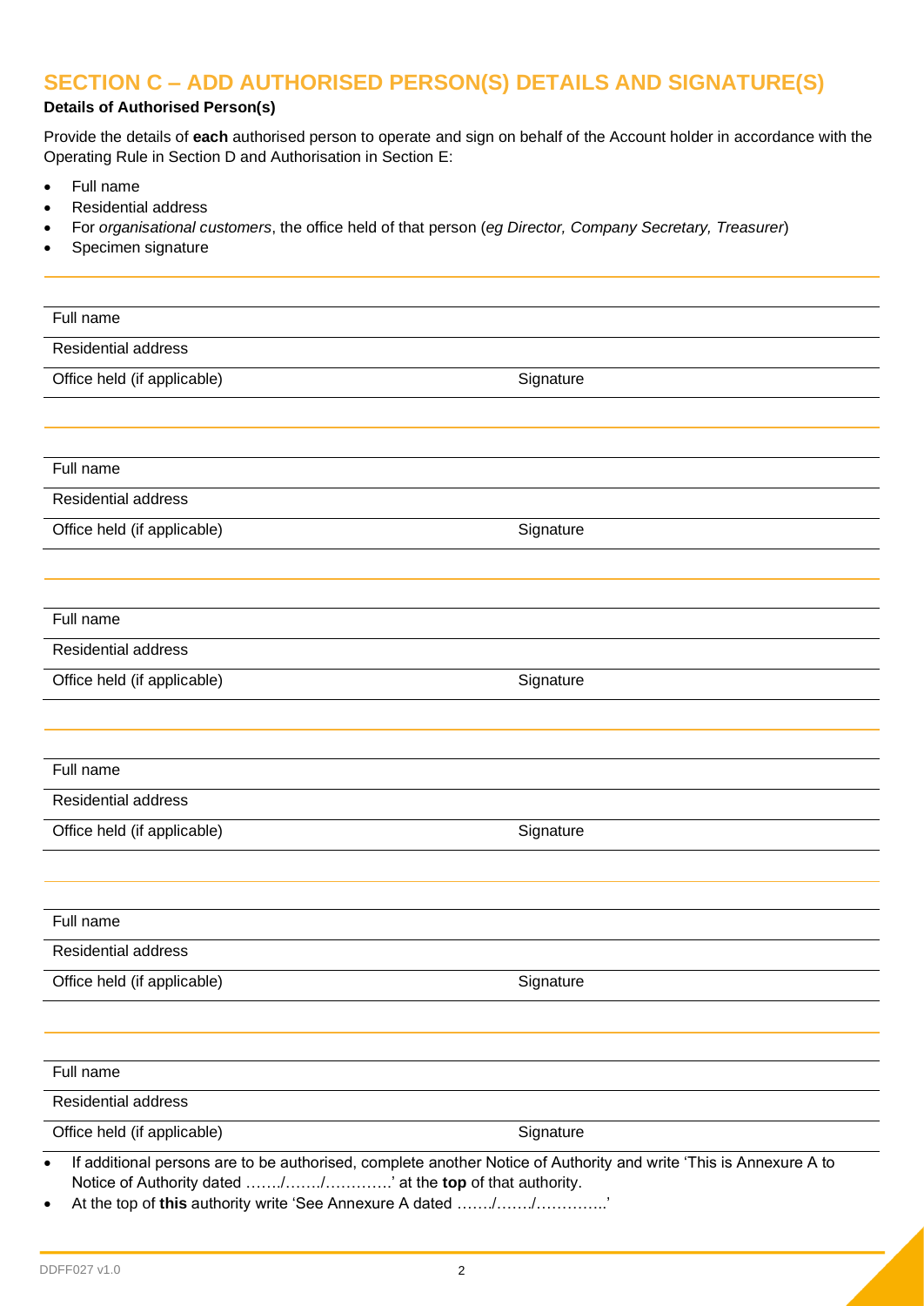## SECTION C – ADD AUTHORISED PERSON(S) DETAILS AND SIGNATURE(S)

**Details of Authorised Person(s)**

Provide the details of **each** authorised person to operate and sign on behalf of the Account holder in accordance with the Operating Rule in Section D and Authorisation in Section E:

- Full name
- Residential address
- For *organisational customers*, the office held of that person (*eg Director, Company Secretary, Treasurer*)
- Specimen signature

| | |
|---|---|
| Full name | |
| Residential address | |
| Office held (if applicable) | Signature |

| | |
|---|---|
| Full name | |
| Residential address | |
| Office held (if applicable) | Signature |

| | |
|---|---|
| Full name | |
| Residential address | |
| Office held (if applicable) | Signature |

| | |
|---|---|
| Full name | |
| Residential address | |
| Office held (if applicable) | Signature |

| | |
|---|---|
| Full name | |
| Residential address | |
| Office held (if applicable) | Signature |

| | |
|---|---|
| Full name | |
| Residential address | |
| Office held (if applicable) | Signature |

- If additional persons are to be authorised, complete another Notice of Authority and write 'This is Annexure A to Notice of Authority dated ……./……./………….' at the **top** of that authority.
- At the top of **this** authority write 'See Annexure A dated ……./……./…………..'

DDFF027 v1.0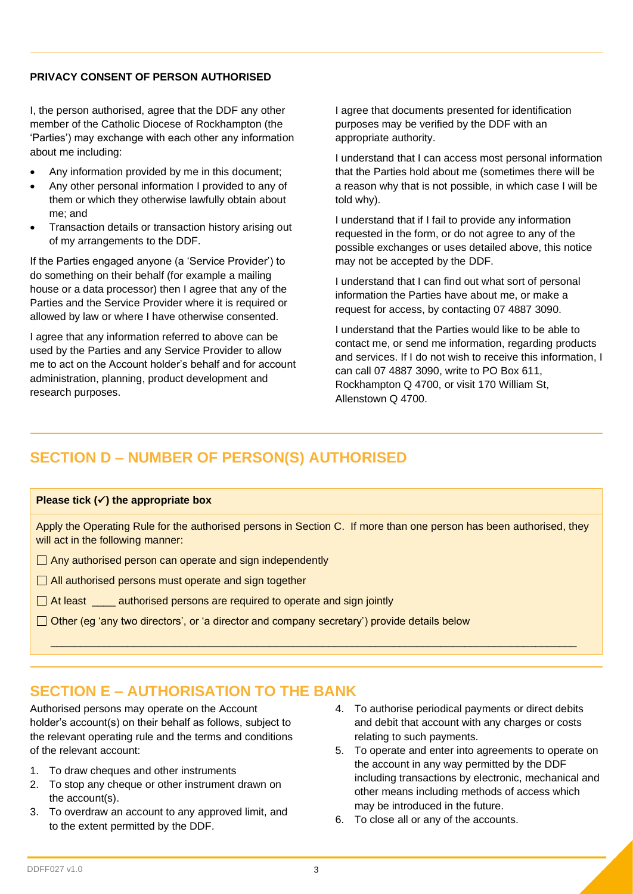**PRIVACY CONSENT OF PERSON AUTHORISED**

I, the person authorised, agree that the DDF any other member of the Catholic Diocese of Rockhampton (the 'Parties') may exchange with each other any information about me including:

- Any information provided by me in this document;
- Any other personal information I provided to any of them or which they otherwise lawfully obtain about me; and
- Transaction details or transaction history arising out of my arrangements to the DDF.

If the Parties engaged anyone (a 'Service Provider') to do something on their behalf (for example a mailing house or a data processor) then I agree that any of the Parties and the Service Provider where it is required or allowed by law or where I have otherwise consented.

I agree that any information referred to above can be used by the Parties and any Service Provider to allow me to act on the Account holder's behalf and for account administration, planning, product development and research purposes.

I agree that documents presented for identification purposes may be verified by the DDF with an appropriate authority.

I understand that I can access most personal information that the Parties hold about me (sometimes there will be a reason why that is not possible, in which case I will be told why).

I understand that if I fail to provide any information requested in the form, or do not agree to any of the possible exchanges or uses detailed above, this notice may not be accepted by the DDF.

I understand that I can find out what sort of personal information the Parties have about me, or make a request for access, by contacting 07 4887 3090.

I understand that the Parties would like to be able to contact me, or send me information, regarding products and services. If I do not wish to receive this information, I can call 07 4887 3090, write to PO Box 611, Rockhampton Q 4700, or visit 170 William St, Allenstown Q 4700.

## SECTION D – NUMBER OF PERSON(S) AUTHORISED

**Please tick (✓) the appropriate box**

Apply the Operating Rule for the authorised persons in Section C. If more than one person has been authorised, they will act in the following manner:

- ☐ Any authorised person can operate and sign independently
- ☐ All authorised persons must operate and sign together
- ☐ At least ____ authorised persons are required to operate and sign jointly
- ☐ Other (eg 'any two directors', or 'a director and company secretary') provide details below

_______________________________________________________________________________

## SECTION E – AUTHORISATION TO THE BANK

Authorised persons may operate on the Account holder's account(s) on their behalf as follows, subject to the relevant operating rule and the terms and conditions of the relevant account:

1. To draw cheques and other instruments
2. To stop any cheque or other instrument drawn on the account(s).
3. To overdraw an account to any approved limit, and to the extent permitted by the DDF.
4. To authorise periodical payments or direct debits and debit that account with any charges or costs relating to such payments.
5. To operate and enter into agreements to operate on the account in any way permitted by the DDF including transactions by electronic, mechanical and other means including methods of access which may be introduced in the future.
6. To close all or any of the accounts.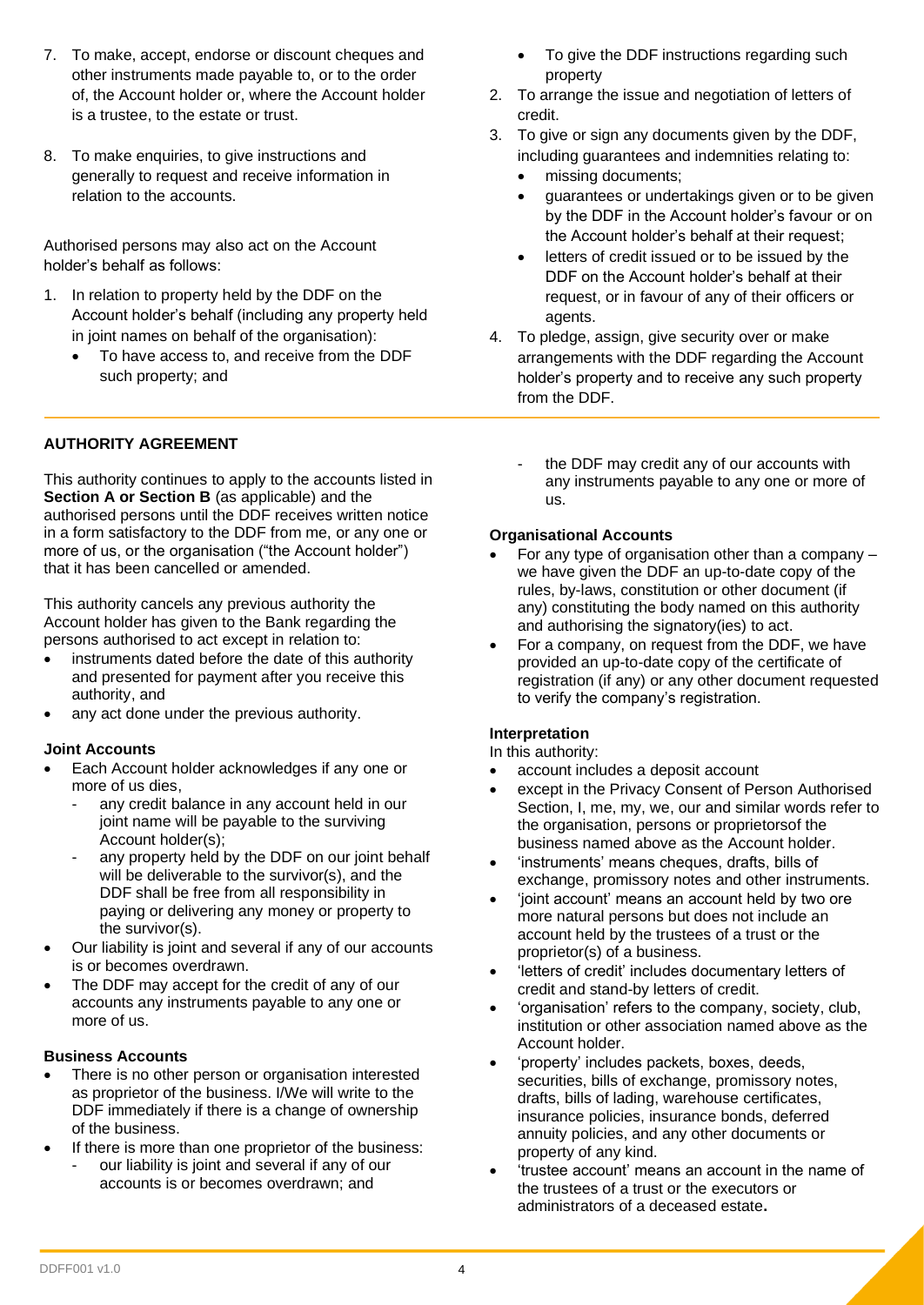7. To make, accept, endorse or discount cheques and other instruments made payable to, or to the order of, the Account holder or, where the Account holder is a trustee, to the estate or trust.

8. To make enquiries, to give instructions and generally to request and receive information in relation to the accounts.

Authorised persons may also act on the Account holder's behalf as follows:

1. In relation to property held by the DDF on the Account holder's behalf (including any property held in joint names on behalf of the organisation):
   - To have access to, and receive from the DDF such property; and
   - To give the DDF instructions regarding such property
2. To arrange the issue and negotiation of letters of credit.
3. To give or sign any documents given by the DDF, including guarantees and indemnities relating to:
   - missing documents;
   - guarantees or undertakings given or to be given by the DDF in the Account holder's favour or on the Account holder's behalf at their request;
   - letters of credit issued or to be issued by the DDF on the Account holder's behalf at their request, or in favour of any of their officers or agents.
4. To pledge, assign, give security over or make arrangements with the DDF regarding the Account holder's property and to receive any such property from the DDF.

### AUTHORITY AGREEMENT

This authority continues to apply to the accounts listed in **Section A or Section B** (as applicable) and the authorised persons until the DDF receives written notice in a form satisfactory to the DDF from me, or any one or more of us, or the organisation ("the Account holder") that it has been cancelled or amended.

This authority cancels any previous authority the Account holder has given to the Bank regarding the persons authorised to act except in relation to:

- instruments dated before the date of this authority and presented for payment after you receive this authority, and
- any act done under the previous authority.

#### Joint Accounts

- Each Account holder acknowledges if any one or more of us dies,
  - any credit balance in any account held in our joint name will be payable to the surviving Account holder(s);
  - any property held by the DDF on our joint behalf will be deliverable to the survivor(s), and the DDF shall be free from all responsibility in paying or delivering any money or property to the survivor(s).
- Our liability is joint and several if any of our accounts is or becomes overdrawn.
- The DDF may accept for the credit of any of our accounts any instruments payable to any one or more of us.

#### Business Accounts

- There is no other person or organisation interested as proprietor of the business. I/We will write to the DDF immediately if there is a change of ownership of the business.
- If there is more than one proprietor of the business:
  - our liability is joint and several if any of our accounts is or becomes overdrawn; and
  - the DDF may credit any of our accounts with any instruments payable to any one or more of us.

#### Organisational Accounts

- For any type of organisation other than a company – we have given the DDF an up-to-date copy of the rules, by-laws, constitution or other document (if any) constituting the body named on this authority and authorising the signatory(ies) to act.
- For a company, on request from the DDF, we have provided an up-to-date copy of the certificate of registration (if any) or any other document requested to verify the company's registration.

#### Interpretation

In this authority:

- account includes a deposit account
- except in the Privacy Consent of Person Authorised Section, I, me, my, we, our and similar words refer to the organisation, persons or proprietorsof the business named above as the Account holder.
- 'instruments' means cheques, drafts, bills of exchange, promissory notes and other instruments.
- 'joint account' means an account held by two ore more natural persons but does not include an account held by the trustees of a trust or the proprietor(s) of a business.
- 'letters of credit' includes documentary letters of credit and stand-by letters of credit.
- 'organisation' refers to the company, society, club, institution or other association named above as the Account holder.
- 'property' includes packets, boxes, deeds, securities, bills of exchange, promissory notes, drafts, bills of lading, warehouse certificates, insurance policies, insurance bonds, deferred annuity policies, and any other documents or property of any kind.
- 'trustee account' means an account in the name of the trustees of a trust or the executors or administrators of a deceased estate**.**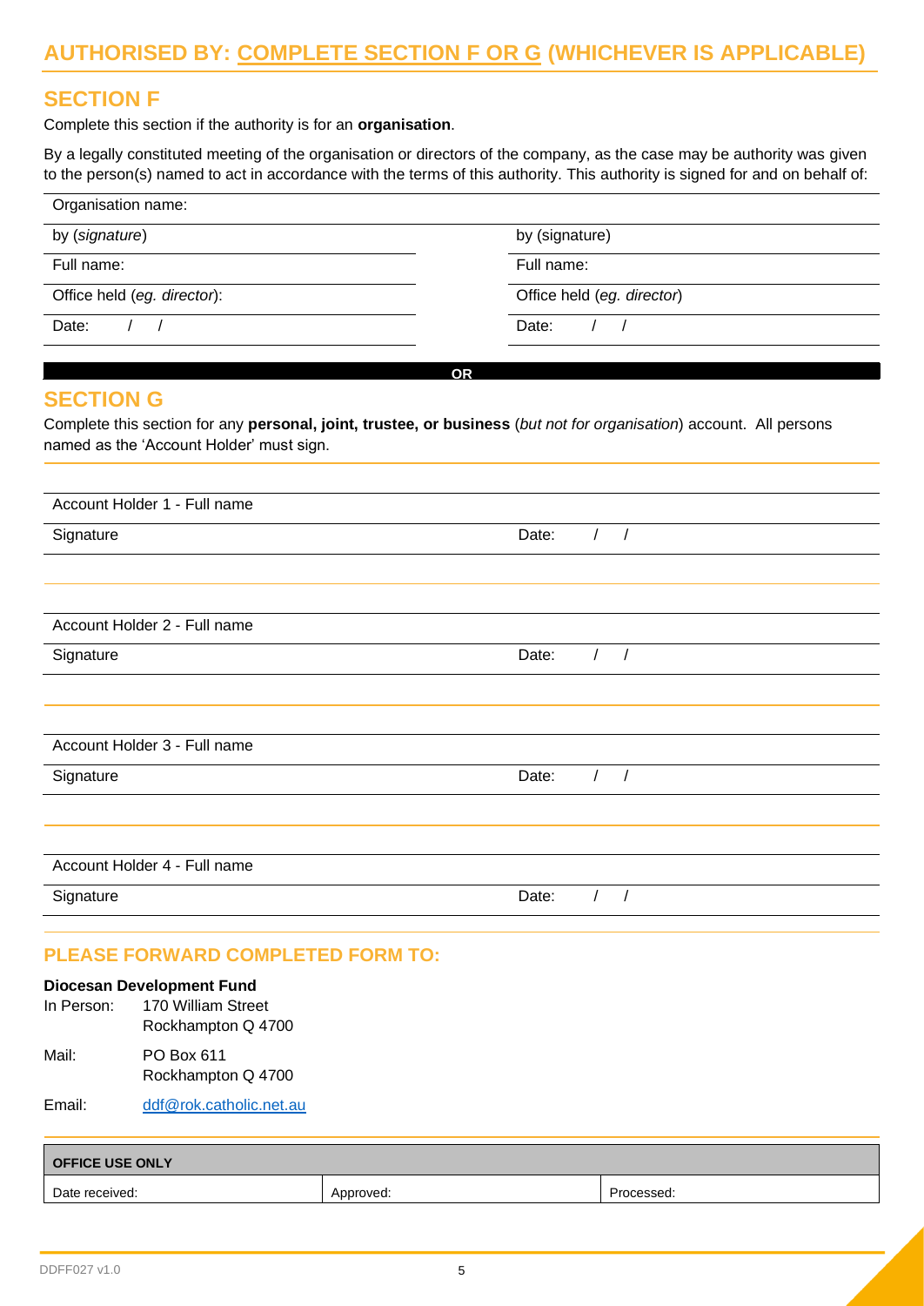# AUTHORISED BY: COMPLETE SECTION F OR G (WHICHEVER IS APPLICABLE)

## SECTION F

Complete this section if the authority is for an **organisation**.

By a legally constituted meeting of the organisation or directors of the company, as the case may be authority was given to the person(s) named to act in accordance with the terms of this authority. This authority is signed for and on behalf of:

Organisation name:

| | |
|---|---|
| by (*signature*) | by (signature) |
| Full name: | Full name: |
| Office held (*eg. director*): | Office held (*eg. director*) |
| Date: / / | Date: / / |

**OR**

## SECTION G

Complete this section for any **personal, joint, trustee, or business** (*but not for organisation*) account. All persons named as the 'Account Holder' must sign.

Account Holder 1 - Full name

| | |
|---|---|
| Signature | Date: / / |

Account Holder 2 - Full name

| | |
|---|---|
| Signature | Date: / / |

Account Holder 3 - Full name

| | |
|---|---|
| Signature | Date: / / |

Account Holder 4 - Full name

| | |
|---|---|
| Signature | Date: / / |

## PLEASE FORWARD COMPLETED FORM TO:

**Diocesan Development Fund**

In Person: 170 William Street
Rockhampton Q 4700

Mail: PO Box 611
Rockhampton Q 4700

Email: ddf@rok.catholic.net.au

| OFFICE USE ONLY | | |
|---|---|---|
| Date received: | Approved: | Processed: |

DDFF027 v1.0